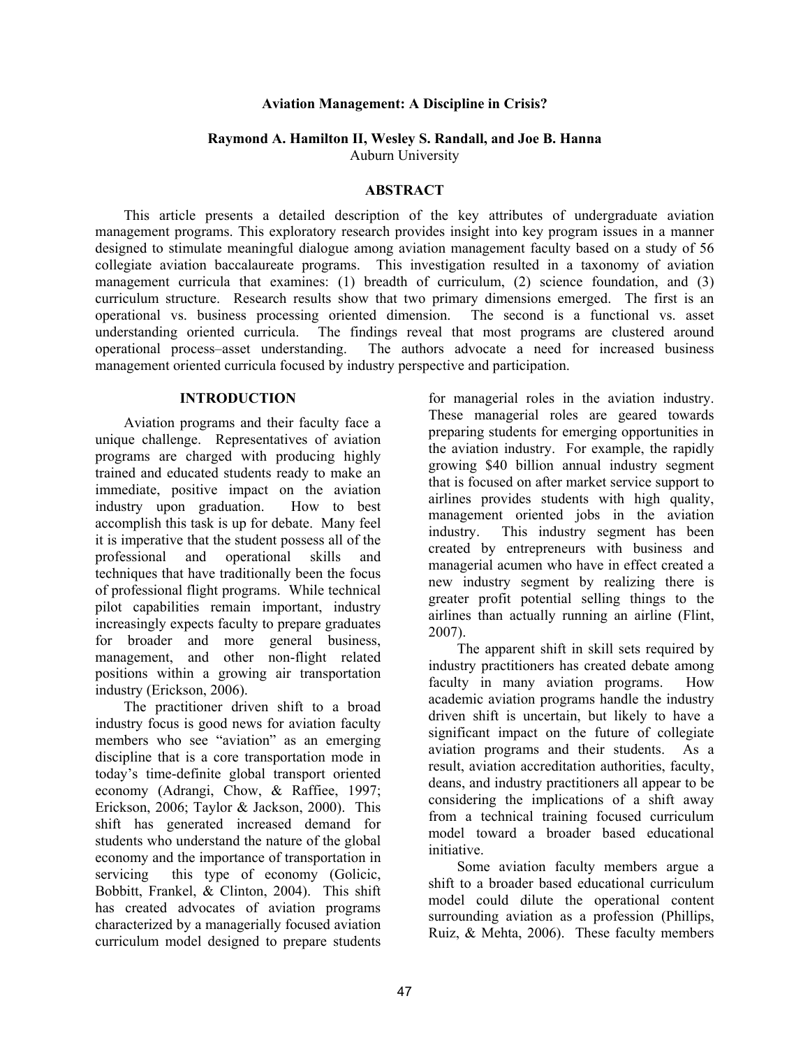# Aviation Management: A Discipline in Crisis?

**Raymond A. Hamilton II, Wesley S. Randall, and Joe B. Hanna**
Auburn University

## ABSTRACT

This article presents a detailed description of the key attributes of undergraduate aviation management programs. This exploratory research provides insight into key program issues in a manner designed to stimulate meaningful dialogue among aviation management faculty based on a study of 56 collegiate aviation baccalaureate programs. This investigation resulted in a taxonomy of aviation management curricula that examines: (1) breadth of curriculum, (2) science foundation, and (3) curriculum structure. Research results show that two primary dimensions emerged. The first is an operational vs. business processing oriented dimension. The second is a functional vs. asset understanding oriented curricula. The findings reveal that most programs are clustered around operational process–asset understanding. The authors advocate a need for increased business management oriented curricula focused by industry perspective and participation.

## INTRODUCTION

Aviation programs and their faculty face a unique challenge. Representatives of aviation programs are charged with producing highly trained and educated students ready to make an immediate, positive impact on the aviation industry upon graduation. How to best accomplish this task is up for debate. Many feel it is imperative that the student possess all of the professional and operational skills and techniques that have traditionally been the focus of professional flight programs. While technical pilot capabilities remain important, industry increasingly expects faculty to prepare graduates for broader and more general business, management, and other non-flight related positions within a growing air transportation industry (Erickson, 2006).

The practitioner driven shift to a broad industry focus is good news for aviation faculty members who see "aviation" as an emerging discipline that is a core transportation mode in today's time-definite global transport oriented economy (Adrangi, Chow, & Raffiee, 1997; Erickson, 2006; Taylor & Jackson, 2000). This shift has generated increased demand for students who understand the nature of the global economy and the importance of transportation in servicing this type of economy (Golicic, Bobbitt, Frankel, & Clinton, 2004). This shift has created advocates of aviation programs characterized by a managerially focused aviation curriculum model designed to prepare students for managerial roles in the aviation industry. These managerial roles are geared towards preparing students for emerging opportunities in the aviation industry. For example, the rapidly growing $40 billion annual industry segment that is focused on after market service support to airlines provides students with high quality, management oriented jobs in the aviation industry. This industry segment has been created by entrepreneurs with business and managerial acumen who have in effect created a new industry segment by realizing there is greater profit potential selling things to the airlines than actually running an airline (Flint, 2007).

The apparent shift in skill sets required by industry practitioners has created debate among faculty in many aviation programs. How academic aviation programs handle the industry driven shift is uncertain, but likely to have a significant impact on the future of collegiate aviation programs and their students. As a result, aviation accreditation authorities, faculty, deans, and industry practitioners all appear to be considering the implications of a shift away from a technical training focused curriculum model toward a broader based educational initiative.

Some aviation faculty members argue a shift to a broader based educational curriculum model could dilute the operational content surrounding aviation as a profession (Phillips, Ruiz, & Mehta, 2006). These faculty members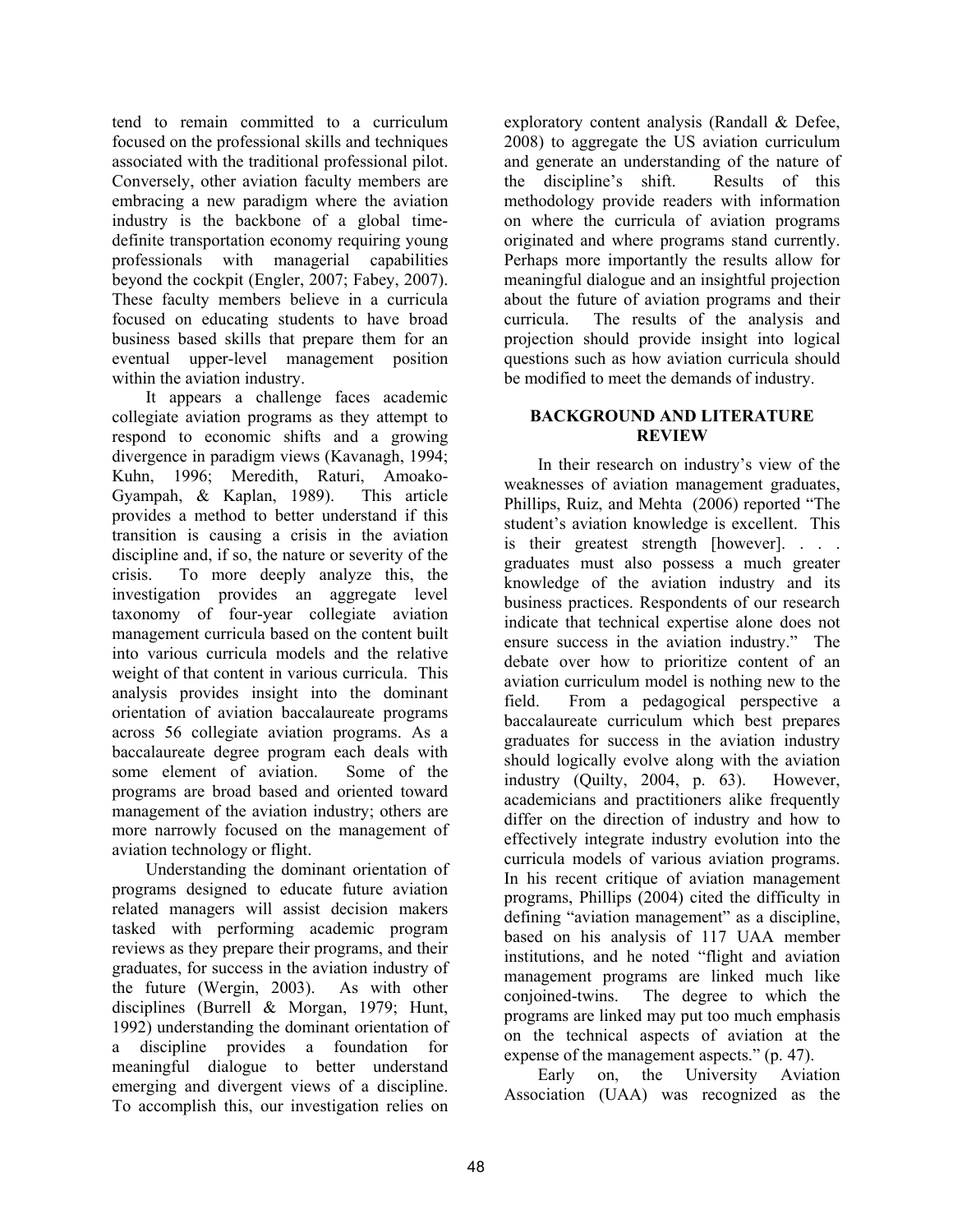tend to remain committed to a curriculum focused on the professional skills and techniques associated with the traditional professional pilot. Conversely, other aviation faculty members are embracing a new paradigm where the aviation industry is the backbone of a global time-definite transportation economy requiring young professionals with managerial capabilities beyond the cockpit (Engler, 2007; Fabey, 2007). These faculty members believe in a curricula focused on educating students to have broad business based skills that prepare them for an eventual upper-level management position within the aviation industry.

It appears a challenge faces academic collegiate aviation programs as they attempt to respond to economic shifts and a growing divergence in paradigm views (Kavanagh, 1994; Kuhn, 1996; Meredith, Raturi, Amoako-Gyampah, & Kaplan, 1989). This article provides a method to better understand if this transition is causing a crisis in the aviation discipline and, if so, the nature or severity of the crisis. To more deeply analyze this, the investigation provides an aggregate level taxonomy of four-year collegiate aviation management curricula based on the content built into various curricula models and the relative weight of that content in various curricula. This analysis provides insight into the dominant orientation of aviation baccalaureate programs across 56 collegiate aviation programs. As a baccalaureate degree program each deals with some element of aviation. Some of the programs are broad based and oriented toward management of the aviation industry; others are more narrowly focused on the management of aviation technology or flight.

Understanding the dominant orientation of programs designed to educate future aviation related managers will assist decision makers tasked with performing academic program reviews as they prepare their programs, and their graduates, for success in the aviation industry of the future (Wergin, 2003). As with other disciplines (Burrell & Morgan, 1979; Hunt, 1992) understanding the dominant orientation of a discipline provides a foundation for meaningful dialogue to better understand emerging and divergent views of a discipline. To accomplish this, our investigation relies on exploratory content analysis (Randall & Defee, 2008) to aggregate the US aviation curriculum and generate an understanding of the nature of the discipline's shift. Results of this methodology provide readers with information on where the curricula of aviation programs originated and where programs stand currently. Perhaps more importantly the results allow for meaningful dialogue and an insightful projection about the future of aviation programs and their curricula. The results of the analysis and projection should provide insight into logical questions such as how aviation curricula should be modified to meet the demands of industry.

## BACKGROUND AND LITERATURE REVIEW

In their research on industry's view of the weaknesses of aviation management graduates, Phillips, Ruiz, and Mehta (2006) reported "The student's aviation knowledge is excellent. This is their greatest strength [however]. . . . graduates must also possess a much greater knowledge of the aviation industry and its business practices. Respondents of our research indicate that technical expertise alone does not ensure success in the aviation industry." The debate over how to prioritize content of an aviation curriculum model is nothing new to the field. From a pedagogical perspective a baccalaureate curriculum which best prepares graduates for success in the aviation industry should logically evolve along with the aviation industry (Quilty, 2004, p. 63). However, academicians and practitioners alike frequently differ on the direction of industry and how to effectively integrate industry evolution into the curricula models of various aviation programs. In his recent critique of aviation management programs, Phillips (2004) cited the difficulty in defining "aviation management" as a discipline, based on his analysis of 117 UAA member institutions, and he noted "flight and aviation management programs are linked much like conjoined-twins. The degree to which the programs are linked may put too much emphasis on the technical aspects of aviation at the expense of the management aspects." (p. 47).

Early on, the University Aviation Association (UAA) was recognized as the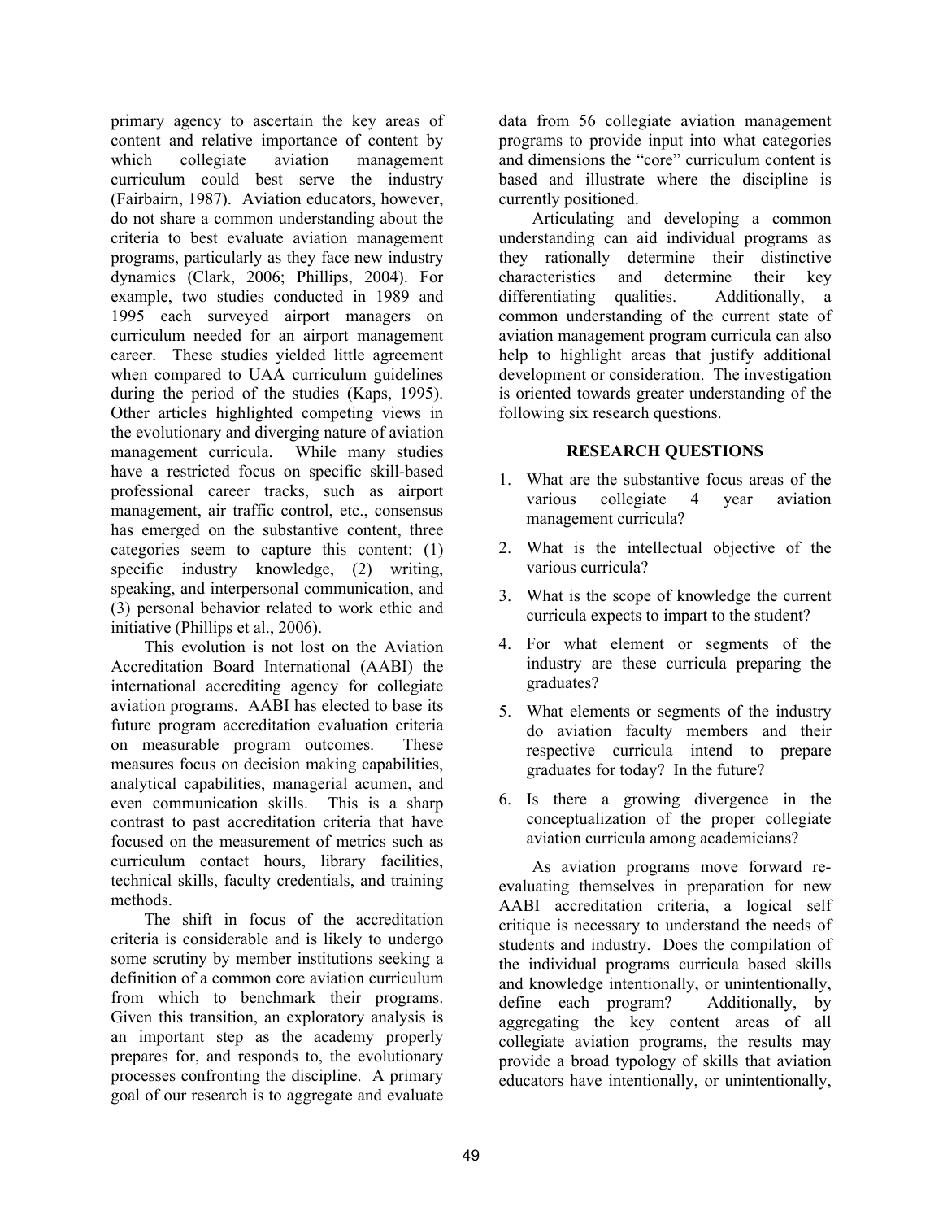primary agency to ascertain the key areas of content and relative importance of content by which collegiate aviation management curriculum could best serve the industry (Fairbairn, 1987). Aviation educators, however, do not share a common understanding about the criteria to best evaluate aviation management programs, particularly as they face new industry dynamics (Clark, 2006; Phillips, 2004). For example, two studies conducted in 1989 and 1995 each surveyed airport managers on curriculum needed for an airport management career. These studies yielded little agreement when compared to UAA curriculum guidelines during the period of the studies (Kaps, 1995). Other articles highlighted competing views in the evolutionary and diverging nature of aviation management curricula. While many studies have a restricted focus on specific skill-based professional career tracks, such as airport management, air traffic control, etc., consensus has emerged on the substantive content, three categories seem to capture this content: (1) specific industry knowledge, (2) writing, speaking, and interpersonal communication, and (3) personal behavior related to work ethic and initiative (Phillips et al., 2006).

This evolution is not lost on the Aviation Accreditation Board International (AABI) the international accrediting agency for collegiate aviation programs. AABI has elected to base its future program accreditation evaluation criteria on measurable program outcomes. These measures focus on decision making capabilities, analytical capabilities, managerial acumen, and even communication skills. This is a sharp contrast to past accreditation criteria that have focused on the measurement of metrics such as curriculum contact hours, library facilities, technical skills, faculty credentials, and training methods.

The shift in focus of the accreditation criteria is considerable and is likely to undergo some scrutiny by member institutions seeking a definition of a common core aviation curriculum from which to benchmark their programs. Given this transition, an exploratory analysis is an important step as the academy properly prepares for, and responds to, the evolutionary processes confronting the discipline. A primary goal of our research is to aggregate and evaluate data from 56 collegiate aviation management programs to provide input into what categories and dimensions the "core" curriculum content is based and illustrate where the discipline is currently positioned.

Articulating and developing a common understanding can aid individual programs as they rationally determine their distinctive characteristics and determine their key differentiating qualities. Additionally, a common understanding of the current state of aviation management program curricula can also help to highlight areas that justify additional development or consideration. The investigation is oriented towards greater understanding of the following six research questions.

## RESEARCH QUESTIONS

1. What are the substantive focus areas of the various collegiate 4 year aviation management curricula?
2. What is the intellectual objective of the various curricula?
3. What is the scope of knowledge the current curricula expects to impart to the student?
4. For what element or segments of the industry are these curricula preparing the graduates?
5. What elements or segments of the industry do aviation faculty members and their respective curricula intend to prepare graduates for today? In the future?
6. Is there a growing divergence in the conceptualization of the proper collegiate aviation curricula among academicians?

As aviation programs move forward re-evaluating themselves in preparation for new AABI accreditation criteria, a logical self critique is necessary to understand the needs of students and industry. Does the compilation of the individual programs curricula based skills and knowledge intentionally, or unintentionally, define each program? Additionally, by aggregating the key content areas of all collegiate aviation programs, the results may provide a broad typology of skills that aviation educators have intentionally, or unintentionally,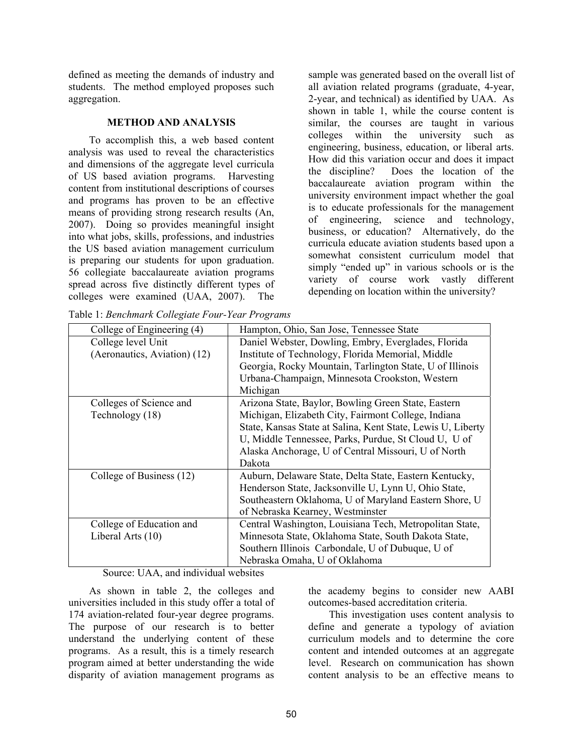defined as meeting the demands of industry and students. The method employed proposes such aggregation.

## METHOD AND ANALYSIS

To accomplish this, a web based content analysis was used to reveal the characteristics and dimensions of the aggregate level curricula of US based aviation programs. Harvesting content from institutional descriptions of courses and programs has proven to be an effective means of providing strong research results (An, 2007). Doing so provides meaningful insight into what jobs, skills, professions, and industries the US based aviation management curriculum is preparing our students for upon graduation. 56 collegiate baccalaureate aviation programs spread across five distinctly different types of colleges were examined (UAA, 2007). The sample was generated based on the overall list of all aviation related programs (graduate, 4-year, 2-year, and technical) as identified by UAA. As shown in table 1, while the course content is similar, the courses are taught in various colleges within the university such as engineering, business, education, or liberal arts. How did this variation occur and does it impact the discipline? Does the location of the baccalaureate aviation program within the university environment impact whether the goal is to educate professionals for the management of engineering, science and technology, business, or education? Alternatively, do the curricula educate aviation students based upon a somewhat consistent curriculum model that simply "ended up" in various schools or is the variety of course work vastly different depending on location within the university?

Table 1: *Benchmark Collegiate Four-Year Programs*

| College | Programs |
|---|---|
| College of Engineering (4) | Hampton, Ohio, San Jose, Tennessee State |
| College level Unit (Aeronautics, Aviation) (12) | Daniel Webster, Dowling, Embry, Everglades, Florida Institute of Technology, Florida Memorial, Middle Georgia, Rocky Mountain, Tarlington State, U of Illinois Urbana-Champaign, Minnesota Crookston, Western Michigan |
| Colleges of Science and Technology (18) | Arizona State, Baylor, Bowling Green State, Eastern Michigan, Elizabeth City, Fairmont College, Indiana State, Kansas State at Salina, Kent State, Lewis U, Liberty U, Middle Tennessee, Parks, Purdue, St Cloud U, U of Alaska Anchorage, U of Central Missouri, U of North Dakota |
| College of Business (12) | Auburn, Delaware State, Delta State, Eastern Kentucky, Henderson State, Jacksonville U, Lynn U, Ohio State, Southeastern Oklahoma, U of Maryland Eastern Shore, U of Nebraska Kearney, Westminster |
| College of Education and Liberal Arts (10) | Central Washington, Louisiana Tech, Metropolitan State, Minnesota State, Oklahoma State, South Dakota State, Southern Illinois Carbondale, U of Dubuque, U of Nebraska Omaha, U of Oklahoma |

Source: UAA, and individual websites

As shown in table 2, the colleges and universities included in this study offer a total of 174 aviation-related four-year degree programs. The purpose of our research is to better understand the underlying content of these programs. As a result, this is a timely research program aimed at better understanding the wide disparity of aviation management programs as the academy begins to consider new AABI outcomes-based accreditation criteria.

This investigation uses content analysis to define and generate a typology of aviation curriculum models and to determine the core content and intended outcomes at an aggregate level. Research on communication has shown content analysis to be an effective means to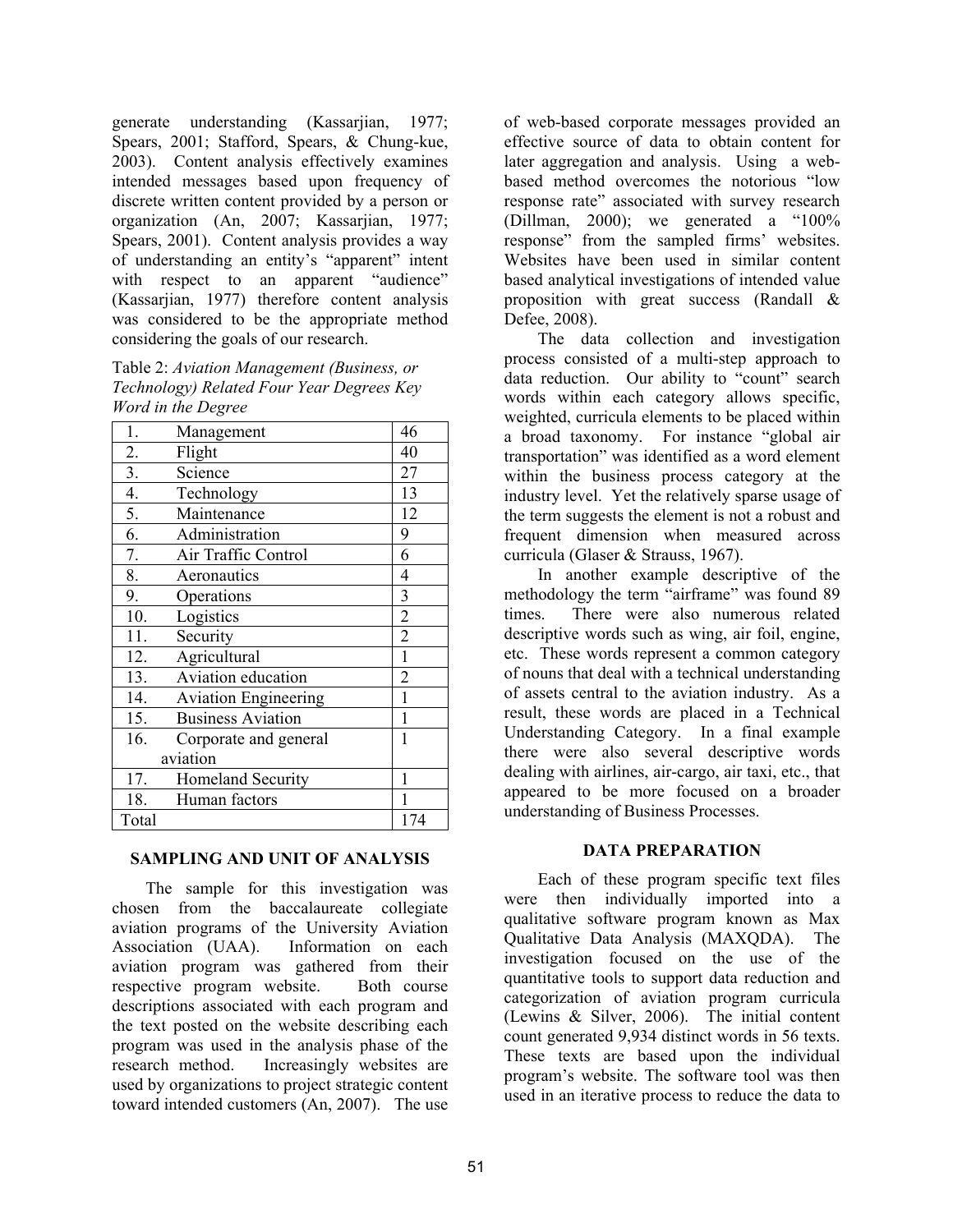generate understanding (Kassarjian, 1977; Spears, 2001; Stafford, Spears, & Chung-kue, 2003). Content analysis effectively examines intended messages based upon frequency of discrete written content provided by a person or organization (An, 2007; Kassarjian, 1977; Spears, 2001). Content analysis provides a way of understanding an entity's "apparent" intent with respect to an apparent "audience" (Kassarjian, 1977) therefore content analysis was considered to be the appropriate method considering the goals of our research.

Table 2: *Aviation Management (Business, or Technology) Related Four Year Degrees Key Word in the Degree*

| | | |
|---|---|---|
| 1. | Management | 46 |
| 2. | Flight | 40 |
| 3. | Science | 27 |
| 4. | Technology | 13 |
| 5. | Maintenance | 12 |
| 6. | Administration | 9 |
| 7. | Air Traffic Control | 6 |
| 8. | Aeronautics | 4 |
| 9. | Operations | 3 |
| 10. | Logistics | 2 |
| 11. | Security | 2 |
| 12. | Agricultural | 1 |
| 13. | Aviation education | 2 |
| 14. | Aviation Engineering | 1 |
| 15. | Business Aviation | 1 |
| 16. | Corporate and general aviation | 1 |
| 17. | Homeland Security | 1 |
| 18. | Human factors | 1 |
| Total | | 174 |

## SAMPLING AND UNIT OF ANALYSIS

The sample for this investigation was chosen from the baccalaureate collegiate aviation programs of the University Aviation Association (UAA). Information on each aviation program was gathered from their respective program website. Both course descriptions associated with each program and the text posted on the website describing each program was used in the analysis phase of the research method. Increasingly websites are used by organizations to project strategic content toward intended customers (An, 2007). The use of web-based corporate messages provided an effective source of data to obtain content for later aggregation and analysis. Using a web-based method overcomes the notorious "low response rate" associated with survey research (Dillman, 2000); we generated a "100% response" from the sampled firms' websites. Websites have been used in similar content based analytical investigations of intended value proposition with great success (Randall & Defee, 2008).

The data collection and investigation process consisted of a multi-step approach to data reduction. Our ability to "count" search words within each category allows specific, weighted, curricula elements to be placed within a broad taxonomy. For instance "global air transportation" was identified as a word element within the business process category at the industry level. Yet the relatively sparse usage of the term suggests the element is not a robust and frequent dimension when measured across curricula (Glaser & Strauss, 1967).

In another example descriptive of the methodology the term "airframe" was found 89 times. There were also numerous related descriptive words such as wing, air foil, engine, etc. These words represent a common category of nouns that deal with a technical understanding of assets central to the aviation industry. As a result, these words are placed in a Technical Understanding Category. In a final example there were also several descriptive words dealing with airlines, air-cargo, air taxi, etc., that appeared to be more focused on a broader understanding of Business Processes.

## DATA PREPARATION

Each of these program specific text files were then individually imported into a qualitative software program known as Max Qualitative Data Analysis (MAXQDA). The investigation focused on the use of the quantitative tools to support data reduction and categorization of aviation program curricula (Lewins & Silver, 2006). The initial content count generated 9,934 distinct words in 56 texts. These texts are based upon the individual program's website. The software tool was then used in an iterative process to reduce the data to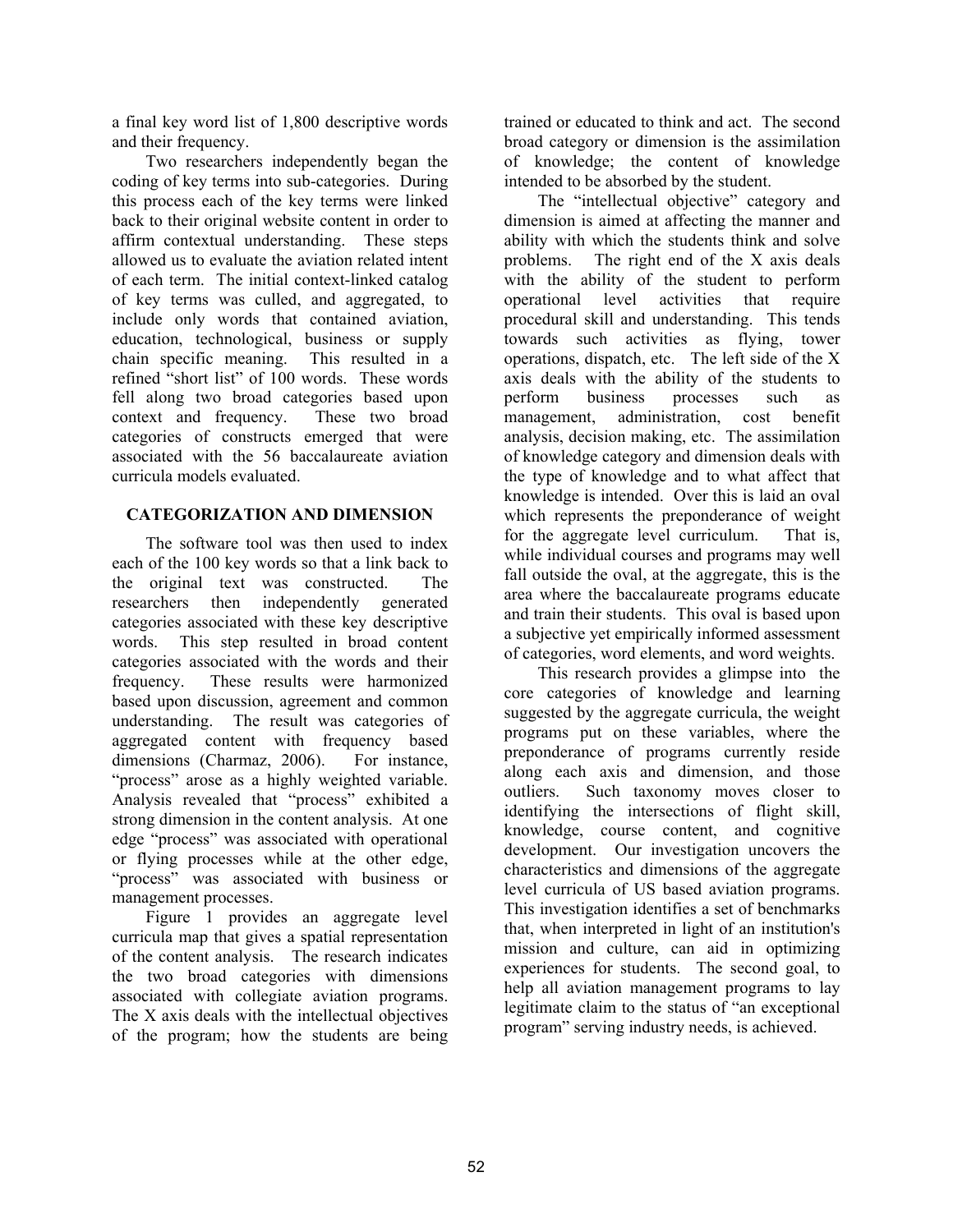a final key word list of 1,800 descriptive words and their frequency.

Two researchers independently began the coding of key terms into sub-categories. During this process each of the key terms were linked back to their original website content in order to affirm contextual understanding. These steps allowed us to evaluate the aviation related intent of each term. The initial context-linked catalog of key terms was culled, and aggregated, to include only words that contained aviation, education, technological, business or supply chain specific meaning. This resulted in a refined "short list" of 100 words. These words fell along two broad categories based upon context and frequency. These two broad categories of constructs emerged that were associated with the 56 baccalaureate aviation curricula models evaluated.

## CATEGORIZATION AND DIMENSION

The software tool was then used to index each of the 100 key words so that a link back to the original text was constructed. The researchers then independently generated categories associated with these key descriptive words. This step resulted in broad content categories associated with the words and their frequency. These results were harmonized based upon discussion, agreement and common understanding. The result was categories of aggregated content with frequency based dimensions (Charmaz, 2006). For instance, "process" arose as a highly weighted variable. Analysis revealed that "process" exhibited a strong dimension in the content analysis. At one edge "process" was associated with operational or flying processes while at the other edge, "process" was associated with business or management processes.

Figure 1 provides an aggregate level curricula map that gives a spatial representation of the content analysis. The research indicates the two broad categories with dimensions associated with collegiate aviation programs. The X axis deals with the intellectual objectives of the program; how the students are being trained or educated to think and act. The second broad category or dimension is the assimilation of knowledge; the content of knowledge intended to be absorbed by the student.

The "intellectual objective" category and dimension is aimed at affecting the manner and ability with which the students think and solve problems. The right end of the X axis deals with the ability of the student to perform operational level activities that require procedural skill and understanding. This tends towards such activities as flying, tower operations, dispatch, etc. The left side of the X axis deals with the ability of the students to perform business processes such as management, administration, cost benefit analysis, decision making, etc. The assimilation of knowledge category and dimension deals with the type of knowledge and to what affect that knowledge is intended. Over this is laid an oval which represents the preponderance of weight for the aggregate level curriculum. That is, while individual courses and programs may well fall outside the oval, at the aggregate, this is the area where the baccalaureate programs educate and train their students. This oval is based upon a subjective yet empirically informed assessment of categories, word elements, and word weights.

This research provides a glimpse into the core categories of knowledge and learning suggested by the aggregate curricula, the weight programs put on these variables, where the preponderance of programs currently reside along each axis and dimension, and those outliers. Such taxonomy moves closer to identifying the intersections of flight skill, knowledge, course content, and cognitive development. Our investigation uncovers the characteristics and dimensions of the aggregate level curricula of US based aviation programs. This investigation identifies a set of benchmarks that, when interpreted in light of an institution's mission and culture, can aid in optimizing experiences for students. The second goal, to help all aviation management programs to lay legitimate claim to the status of "an exceptional program" serving industry needs, is achieved.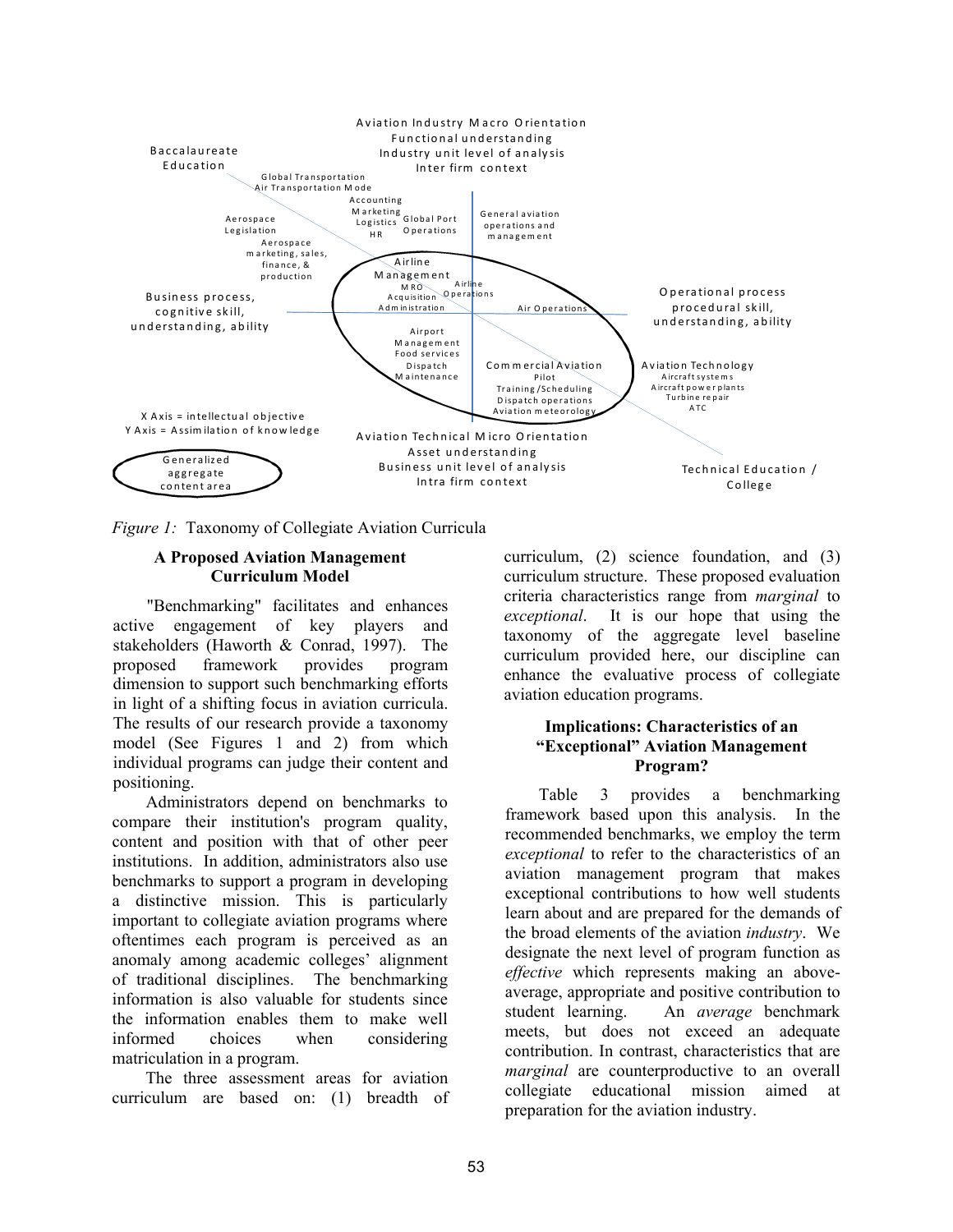Aviation Industry Macro Orientation
Functional understanding
Industry unit level of analysis
Inter firm context

Baccalaureate Education

Global Transportation
Air Transportation Mode

Aerospace Legislation

Accounting
Marketing
Logistics
HR

Global Port Operations

General aviation operations and management

Aerospace marketing, sales, finance, & production

Airline Management
MRO
Acquisition
Administration

Airline Operations

Business process, cognitive skill, understanding, ability

Air Operations

Operational process procedural skill, understanding, ability

Airport Management
Food services
Dispatch
Maintenance

Commercial Aviation
Pilot
Training/Scheduling
Dispatch operations
Aviation meteorology

Aviation Technology
Aircraft systems
Aircraft power plants
Turbine repair
ATC

X Axis = intellectual objective
Y Axis = Assimilation of knowledge

Generalized aggregate content area

Aviation Technical Micro Orientation
Asset understanding
Business unit level of analysis
Intra firm context

Technical Education / College

*Figure 1:* Taxonomy of Collegiate Aviation Curricula

## A Proposed Aviation Management Curriculum Model

"Benchmarking" facilitates and enhances active engagement of key players and stakeholders (Haworth & Conrad, 1997). The proposed framework provides program dimension to support such benchmarking efforts in light of a shifting focus in aviation curricula. The results of our research provide a taxonomy model (See Figures 1 and 2) from which individual programs can judge their content and positioning.

Administrators depend on benchmarks to compare their institution's program quality, content and position with that of other peer institutions. In addition, administrators also use benchmarks to support a program in developing a distinctive mission. This is particularly important to collegiate aviation programs where oftentimes each program is perceived as an anomaly among academic colleges' alignment of traditional disciplines. The benchmarking information is also valuable for students since the information enables them to make well informed choices when considering matriculation in a program.

The three assessment areas for aviation curriculum are based on: (1) breadth of curriculum, (2) science foundation, and (3) curriculum structure. These proposed evaluation criteria characteristics range from *marginal* to *exceptional*. It is our hope that using the taxonomy of the aggregate level baseline curriculum provided here, our discipline can enhance the evaluative process of collegiate aviation education programs.

## Implications: Characteristics of an "Exceptional" Aviation Management Program?

Table 3 provides a benchmarking framework based upon this analysis. In the recommended benchmarks, we employ the term *exceptional* to refer to the characteristics of an aviation management program that makes exceptional contributions to how well students learn about and are prepared for the demands of the broad elements of the aviation *industry*. We designate the next level of program function as *effective* which represents making an above-average, appropriate and positive contribution to student learning. An *average* benchmark meets, but does not exceed an adequate contribution. In contrast, characteristics that are *marginal* are counterproductive to an overall collegiate educational mission aimed at preparation for the aviation industry.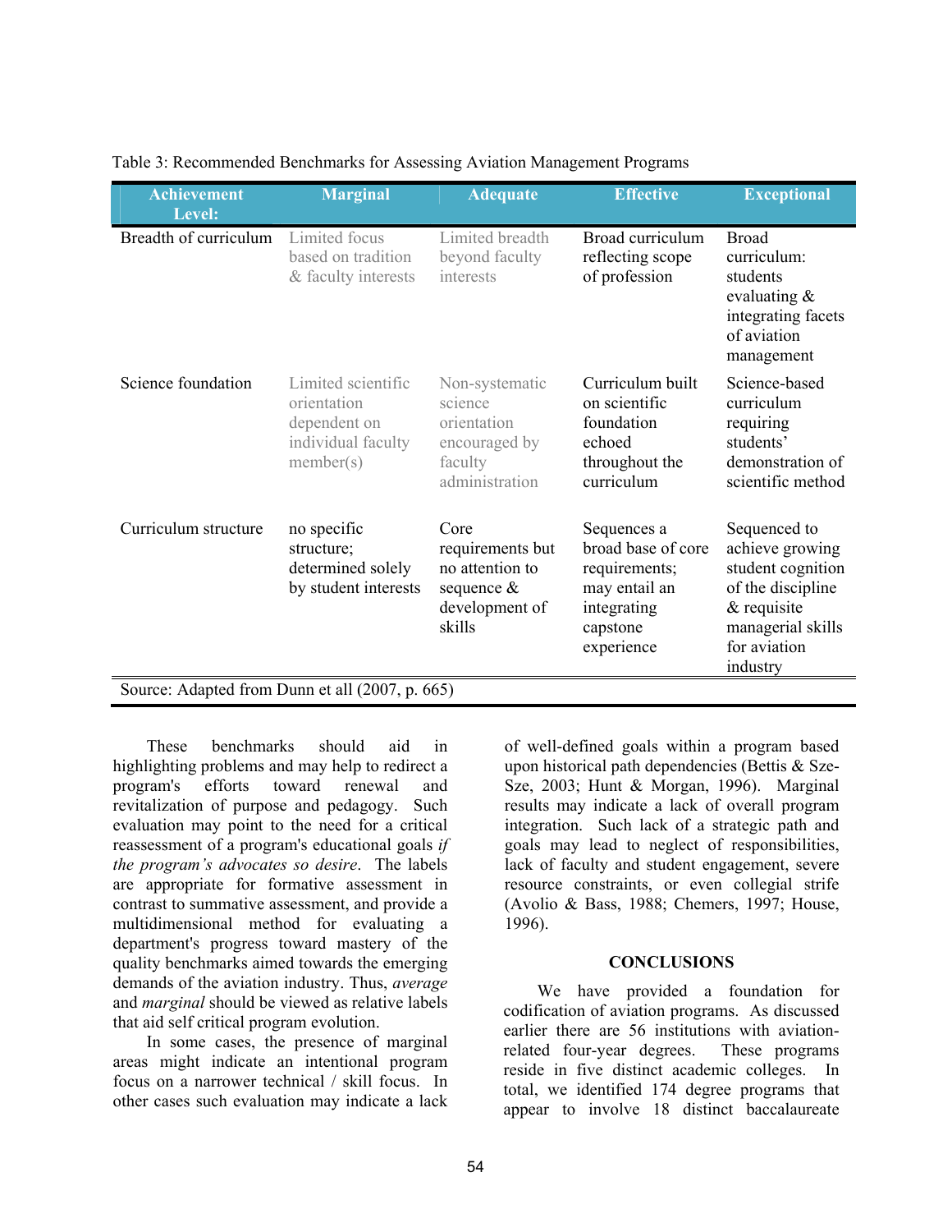Table 3: Recommended Benchmarks for Assessing Aviation Management Programs

| Achievement Level: | Marginal | Adequate | Effective | Exceptional |
|---|---|---|---|---|
| Breadth of curriculum | Limited focus based on tradition & faculty interests | Limited breadth beyond faculty interests | Broad curriculum reflecting scope of profession | Broad curriculum: students evaluating & integrating facets of aviation management |
| Science foundation | Limited scientific orientation dependent on individual faculty member(s) | Non-systematic science orientation encouraged by faculty administration | Curriculum built on scientific foundation echoed throughout the curriculum | Science-based curriculum requiring students' demonstration of scientific method |
| Curriculum structure | no specific structure; determined solely by student interests | Core requirements but no attention to sequence & development of skills | Sequences a broad base of core requirements; may entail an integrating capstone experience | Sequenced to achieve growing student cognition of the discipline & requisite managerial skills for aviation industry |

Source: Adapted from Dunn et all (2007, p. 665)

These benchmarks should aid in highlighting problems and may help to redirect a program's efforts toward renewal and revitalization of purpose and pedagogy. Such evaluation may point to the need for a critical reassessment of a program's educational goals *if the program's advocates so desire*. The labels are appropriate for formative assessment in contrast to summative assessment, and provide a multidimensional method for evaluating a department's progress toward mastery of the quality benchmarks aimed towards the emerging demands of the aviation industry. Thus, *average* and *marginal* should be viewed as relative labels that aid self critical program evolution.

In some cases, the presence of marginal areas might indicate an intentional program focus on a narrower technical / skill focus. In other cases such evaluation may indicate a lack of well-defined goals within a program based upon historical path dependencies (Bettis & Sze-Sze, 2003; Hunt & Morgan, 1996). Marginal results may indicate a lack of overall program integration. Such lack of a strategic path and goals may lead to neglect of responsibilities, lack of faculty and student engagement, severe resource constraints, or even collegial strife (Avolio & Bass, 1988; Chemers, 1997; House, 1996).

## CONCLUSIONS

We have provided a foundation for codification of aviation programs. As discussed earlier there are 56 institutions with aviation-related four-year degrees. These programs reside in five distinct academic colleges. In total, we identified 174 degree programs that appear to involve 18 distinct baccalaureate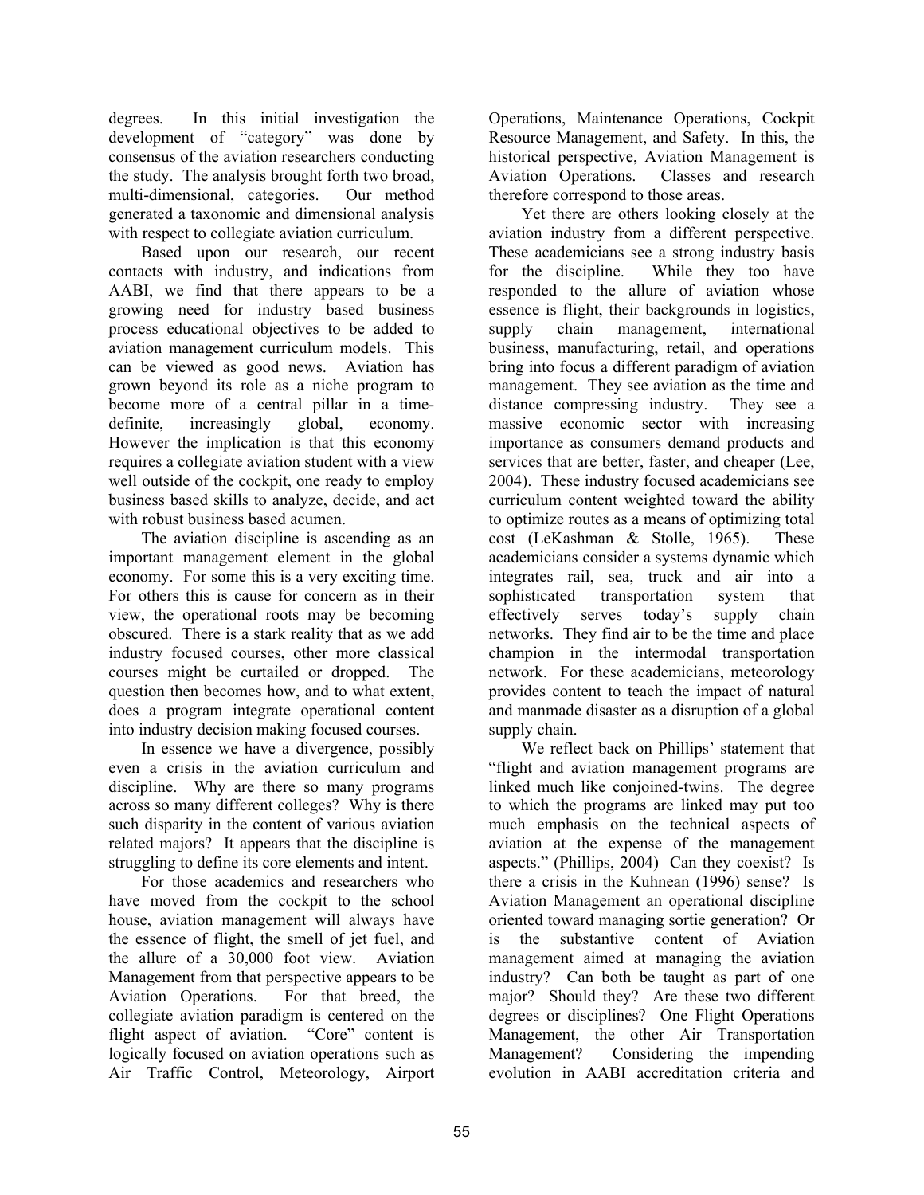degrees. In this initial investigation the development of "category" was done by consensus of the aviation researchers conducting the study. The analysis brought forth two broad, multi-dimensional, categories. Our method generated a taxonomic and dimensional analysis with respect to collegiate aviation curriculum.

Based upon our research, our recent contacts with industry, and indications from AABI, we find that there appears to be a growing need for industry based business process educational objectives to be added to aviation management curriculum models. This can be viewed as good news. Aviation has grown beyond its role as a niche program to become more of a central pillar in a time-definite, increasingly global, economy. However the implication is that this economy requires a collegiate aviation student with a view well outside of the cockpit, one ready to employ business based skills to analyze, decide, and act with robust business based acumen.

The aviation discipline is ascending as an important management element in the global economy. For some this is a very exciting time. For others this is cause for concern as in their view, the operational roots may be becoming obscured. There is a stark reality that as we add industry focused courses, other more classical courses might be curtailed or dropped. The question then becomes how, and to what extent, does a program integrate operational content into industry decision making focused courses.

In essence we have a divergence, possibly even a crisis in the aviation curriculum and discipline. Why are there so many programs across so many different colleges? Why is there such disparity in the content of various aviation related majors? It appears that the discipline is struggling to define its core elements and intent.

For those academics and researchers who have moved from the cockpit to the school house, aviation management will always have the essence of flight, the smell of jet fuel, and the allure of a 30,000 foot view. Aviation Management from that perspective appears to be Aviation Operations. For that breed, the collegiate aviation paradigm is centered on the flight aspect of aviation. "Core" content is logically focused on aviation operations such as Air Traffic Control, Meteorology, Airport Operations, Maintenance Operations, Cockpit Resource Management, and Safety. In this, the historical perspective, Aviation Management is Aviation Operations. Classes and research therefore correspond to those areas.

Yet there are others looking closely at the aviation industry from a different perspective. These academicians see a strong industry basis for the discipline. While they too have responded to the allure of aviation whose essence is flight, their backgrounds in logistics, supply chain management, international business, manufacturing, retail, and operations bring into focus a different paradigm of aviation management. They see aviation as the time and distance compressing industry. They see a massive economic sector with increasing importance as consumers demand products and services that are better, faster, and cheaper (Lee, 2004). These industry focused academicians see curriculum content weighted toward the ability to optimize routes as a means of optimizing total cost (LeKashman & Stolle, 1965). These academicians consider a systems dynamic which integrates rail, sea, truck and air into a sophisticated transportation system that effectively serves today's supply chain networks. They find air to be the time and place champion in the intermodal transportation network. For these academicians, meteorology provides content to teach the impact of natural and manmade disaster as a disruption of a global supply chain.

We reflect back on Phillips' statement that "flight and aviation management programs are linked much like conjoined-twins. The degree to which the programs are linked may put too much emphasis on the technical aspects of aviation at the expense of the management aspects." (Phillips, 2004) Can they coexist? Is there a crisis in the Kuhnean (1996) sense? Is Aviation Management an operational discipline oriented toward managing sortie generation? Or is the substantive content of Aviation management aimed at managing the aviation industry? Can both be taught as part of one major? Should they? Are these two different degrees or disciplines? One Flight Operations Management, the other Air Transportation Management? Considering the impending evolution in AABI accreditation criteria and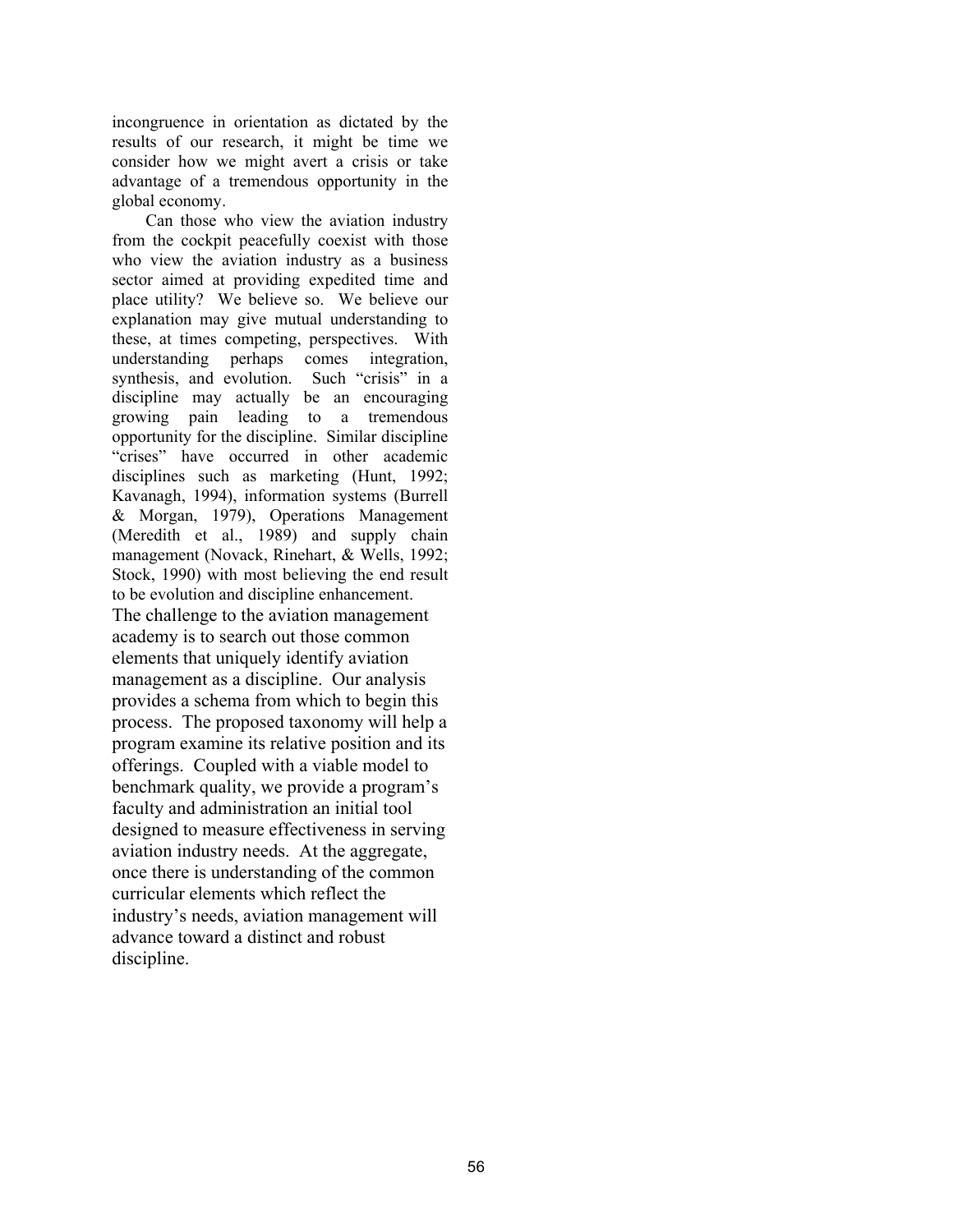incongruence in orientation as dictated by the results of our research, it might be time we consider how we might avert a crisis or take advantage of a tremendous opportunity in the global economy.

Can those who view the aviation industry from the cockpit peacefully coexist with those who view the aviation industry as a business sector aimed at providing expedited time and place utility? We believe so. We believe our explanation may give mutual understanding to these, at times competing, perspectives. With understanding perhaps comes integration, synthesis, and evolution. Such "crisis" in a discipline may actually be an encouraging growing pain leading to a tremendous opportunity for the discipline. Similar discipline "crises" have occurred in other academic disciplines such as marketing (Hunt, 1992; Kavanagh, 1994), information systems (Burrell & Morgan, 1979), Operations Management (Meredith et al., 1989) and supply chain management (Novack, Rinehart, & Wells, 1992; Stock, 1990) with most believing the end result to be evolution and discipline enhancement.

The challenge to the aviation management academy is to search out those common elements that uniquely identify aviation management as a discipline. Our analysis provides a schema from which to begin this process. The proposed taxonomy will help a program examine its relative position and its offerings. Coupled with a viable model to benchmark quality, we provide a program's faculty and administration an initial tool designed to measure effectiveness in serving aviation industry needs. At the aggregate, once there is understanding of the common curricular elements which reflect the industry's needs, aviation management will advance toward a distinct and robust discipline.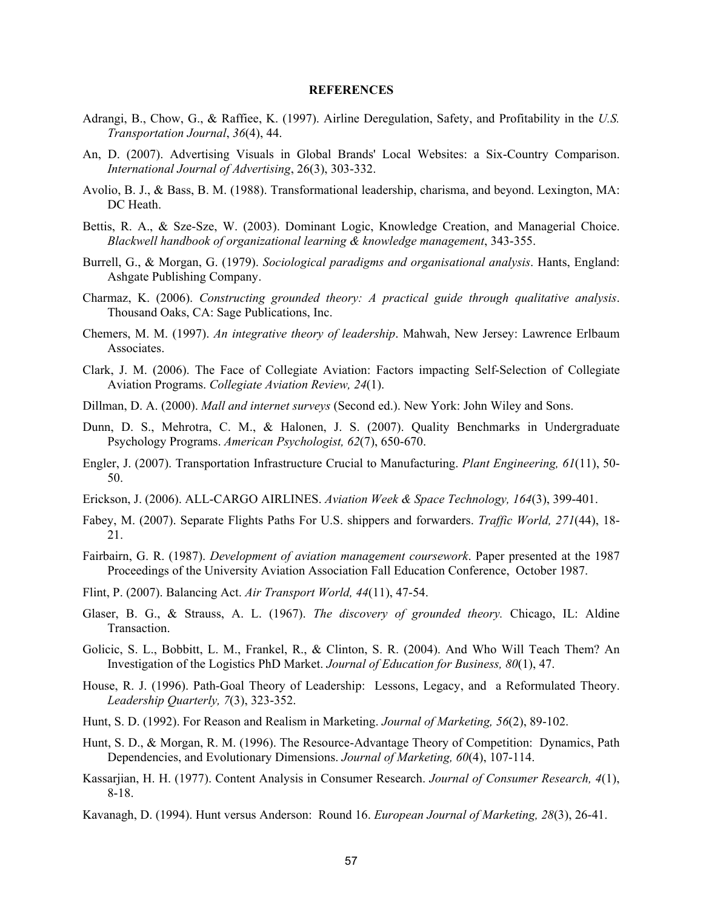**REFERENCES**

Adrangi, B., Chow, G., & Raffiee, K. (1997). Airline Deregulation, Safety, and Profitability in the *U.S. Transportation Journal*, *36*(4), 44.

An, D. (2007). Advertising Visuals in Global Brands' Local Websites: a Six-Country Comparison. *International Journal of Advertising*, 26(3), 303-332.

Avolio, B. J., & Bass, B. M. (1988). Transformational leadership, charisma, and beyond. Lexington, MA: DC Heath.

Bettis, R. A., & Sze-Sze, W. (2003). Dominant Logic, Knowledge Creation, and Managerial Choice. *Blackwell handbook of organizational learning & knowledge management*, 343-355.

Burrell, G., & Morgan, G. (1979). *Sociological paradigms and organisational analysis*. Hants, England: Ashgate Publishing Company.

Charmaz, K. (2006). *Constructing grounded theory: A practical guide through qualitative analysis*. Thousand Oaks, CA: Sage Publications, Inc.

Chemers, M. M. (1997). *An integrative theory of leadership*. Mahwah, New Jersey: Lawrence Erlbaum Associates.

Clark, J. M. (2006). The Face of Collegiate Aviation: Factors impacting Self-Selection of Collegiate Aviation Programs. *Collegiate Aviation Review, 24*(1).

Dillman, D. A. (2000). *Mall and internet surveys* (Second ed.). New York: John Wiley and Sons.

Dunn, D. S., Mehrotra, C. M., & Halonen, J. S. (2007). Quality Benchmarks in Undergraduate Psychology Programs. *American Psychologist, 62*(7), 650-670.

Engler, J. (2007). Transportation Infrastructure Crucial to Manufacturing. *Plant Engineering, 61*(11), 50-50.

Erickson, J. (2006). ALL-CARGO AIRLINES. *Aviation Week & Space Technology, 164*(3), 399-401.

Fabey, M. (2007). Separate Flights Paths For U.S. shippers and forwarders. *Traffic World, 271*(44), 18-21.

Fairbairn, G. R. (1987). *Development of aviation management coursework*. Paper presented at the 1987 Proceedings of the University Aviation Association Fall Education Conference, October 1987.

Flint, P. (2007). Balancing Act. *Air Transport World, 44*(11), 47-54.

Glaser, B. G., & Strauss, A. L. (1967). *The discovery of grounded theory.* Chicago, IL: Aldine Transaction.

Golicic, S. L., Bobbitt, L. M., Frankel, R., & Clinton, S. R. (2004). And Who Will Teach Them? An Investigation of the Logistics PhD Market. *Journal of Education for Business, 80*(1), 47.

House, R. J. (1996). Path-Goal Theory of Leadership: Lessons, Legacy, and a Reformulated Theory. *Leadership Quarterly, 7*(3), 323-352.

Hunt, S. D. (1992). For Reason and Realism in Marketing. *Journal of Marketing, 56*(2), 89-102.

Hunt, S. D., & Morgan, R. M. (1996). The Resource-Advantage Theory of Competition: Dynamics, Path Dependencies, and Evolutionary Dimensions. *Journal of Marketing, 60*(4), 107-114.

Kassarjian, H. H. (1977). Content Analysis in Consumer Research. *Journal of Consumer Research, 4*(1), 8-18.

Kavanagh, D. (1994). Hunt versus Anderson: Round 16. *European Journal of Marketing, 28*(3), 26-41.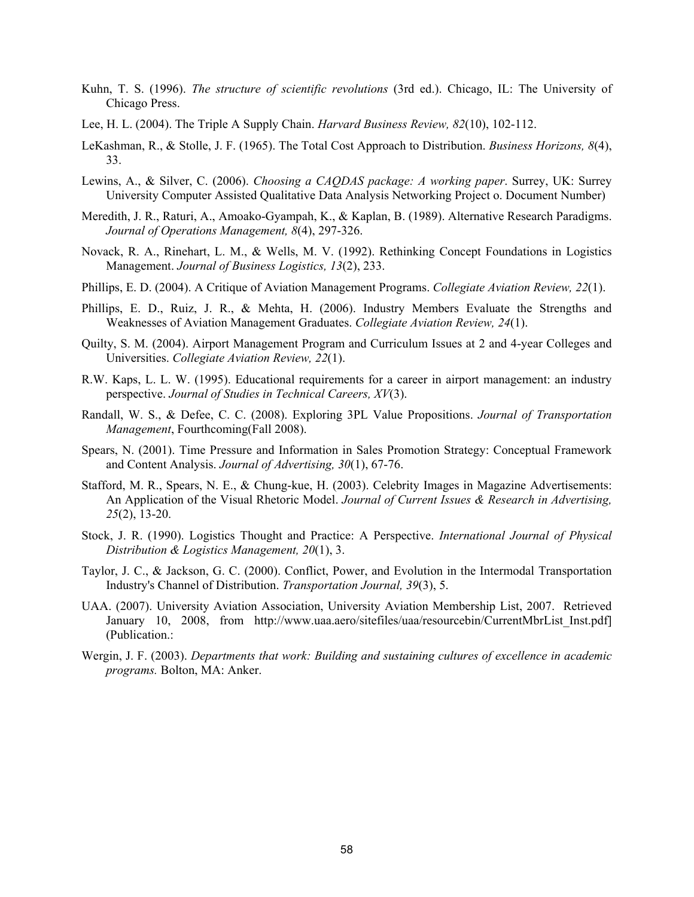Kuhn, T. S. (1996). *The structure of scientific revolutions* (3rd ed.). Chicago, IL: The University of Chicago Press.

Lee, H. L. (2004). The Triple A Supply Chain. *Harvard Business Review, 82*(10), 102-112.

LeKashman, R., & Stolle, J. F. (1965). The Total Cost Approach to Distribution. *Business Horizons, 8*(4), 33.

Lewins, A., & Silver, C. (2006). *Choosing a CAQDAS package: A working paper*. Surrey, UK: Surrey University Computer Assisted Qualitative Data Analysis Networking Project o. Document Number)

Meredith, J. R., Raturi, A., Amoako-Gyampah, K., & Kaplan, B. (1989). Alternative Research Paradigms. *Journal of Operations Management, 8*(4), 297-326.

Novack, R. A., Rinehart, L. M., & Wells, M. V. (1992). Rethinking Concept Foundations in Logistics Management. *Journal of Business Logistics, 13*(2), 233.

Phillips, E. D. (2004). A Critique of Aviation Management Programs. *Collegiate Aviation Review, 22*(1).

Phillips, E. D., Ruiz, J. R., & Mehta, H. (2006). Industry Members Evaluate the Strengths and Weaknesses of Aviation Management Graduates. *Collegiate Aviation Review, 24*(1).

Quilty, S. M. (2004). Airport Management Program and Curriculum Issues at 2 and 4-year Colleges and Universities. *Collegiate Aviation Review, 22*(1).

R.W. Kaps, L. L. W. (1995). Educational requirements for a career in airport management: an industry perspective. *Journal of Studies in Technical Careers, XV*(3).

Randall, W. S., & Defee, C. C. (2008). Exploring 3PL Value Propositions. *Journal of Transportation Management*, Fourthcoming(Fall 2008).

Spears, N. (2001). Time Pressure and Information in Sales Promotion Strategy: Conceptual Framework and Content Analysis. *Journal of Advertising, 30*(1), 67-76.

Stafford, M. R., Spears, N. E., & Chung-kue, H. (2003). Celebrity Images in Magazine Advertisements: An Application of the Visual Rhetoric Model. *Journal of Current Issues & Research in Advertising, 25*(2), 13-20.

Stock, J. R. (1990). Logistics Thought and Practice: A Perspective. *International Journal of Physical Distribution & Logistics Management, 20*(1), 3.

Taylor, J. C., & Jackson, G. C. (2000). Conflict, Power, and Evolution in the Intermodal Transportation Industry's Channel of Distribution. *Transportation Journal, 39*(3), 5.

UAA. (2007). University Aviation Association, University Aviation Membership List, 2007. Retrieved January 10, 2008, from http://www.uaa.aero/sitefiles/uaa/resourcebin/CurrentMbrList_Inst.pdf] (Publication.:

Wergin, J. F. (2003). *Departments that work: Building and sustaining cultures of excellence in academic programs.* Bolton, MA: Anker.